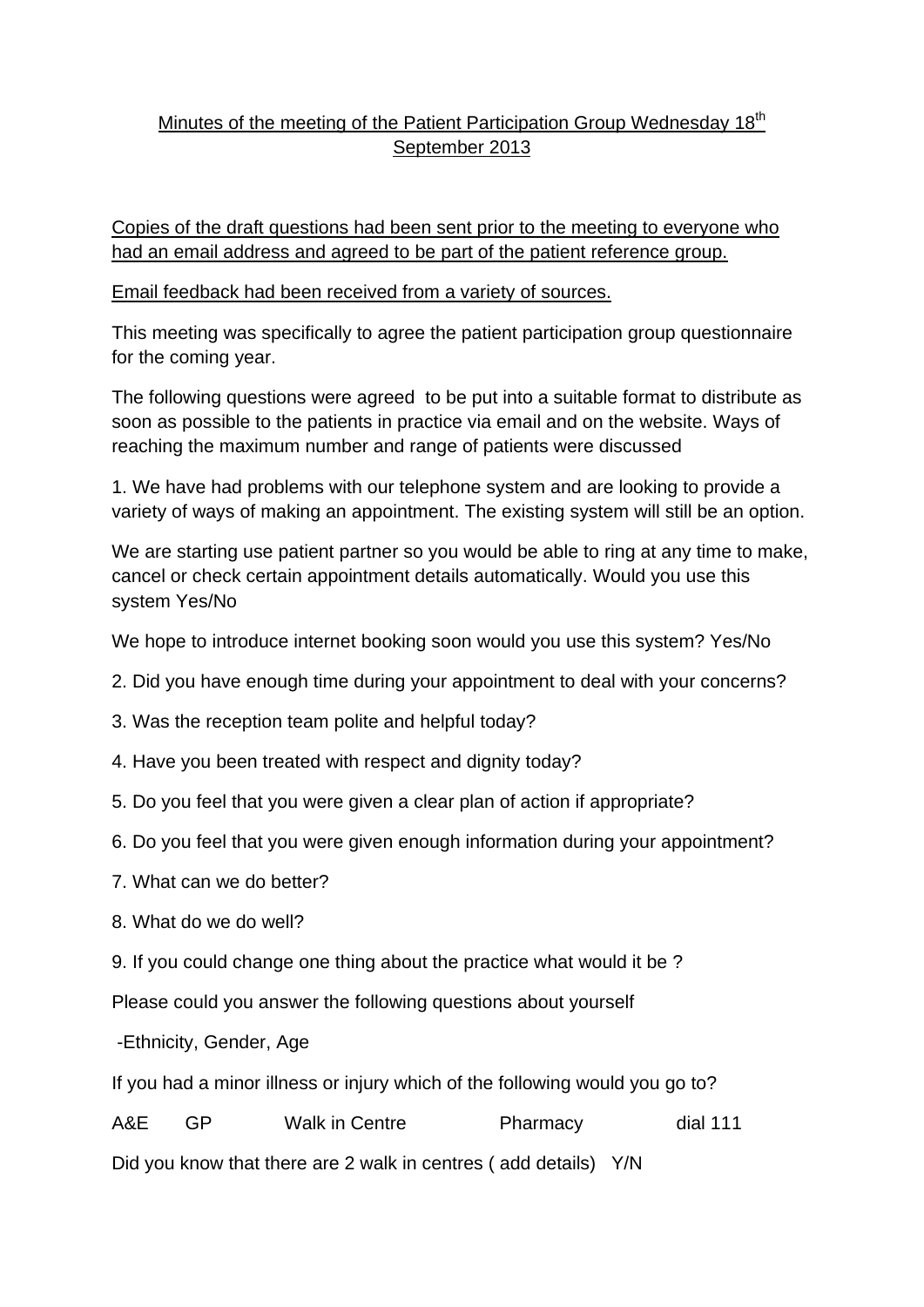# Minutes of the meeting of the Patient Participation Group Wednesday 18th September 2013

Copies of the draft questions had been sent prior to the meeting to everyone who had an email address and agreed to be part of the patient reference group.

Email feedback had been received from a variety of sources.

This meeting was specifically to agree the patient participation group questionnaire for the coming year.

The following questions were agreed to be put into a suitable format to distribute as soon as possible to the patients in practice via email and on the website. Ways of reaching the maximum number and range of patients were discussed

1. We have had problems with our telephone system and are looking to provide a variety of ways of making an appointment. The existing system will still be an option.

We are starting use patient partner so you would be able to ring at any time to make, cancel or check certain appointment details automatically. Would you use this system Yes/No

We hope to introduce internet booking soon would you use this system? Yes/No

2. Did you have enough time during your appointment to deal with your concerns?

3. Was the reception team polite and helpful today?

4. Have you been treated with respect and dignity today?

5. Do you feel that you were given a clear plan of action if appropriate?

6. Do you feel that you were given enough information during your appointment?

7. What can we do better?

8. What do we do well?

9. If you could change one thing about the practice what would it be ?

Please could you answer the following questions about yourself

-Ethnicity, Gender, Age

If you had a minor illness or injury which of the following would you go to?

A&E GP Walk in Centre Pharmacy dial 111

Did you know that there are 2 walk in centres ( add details) Y/N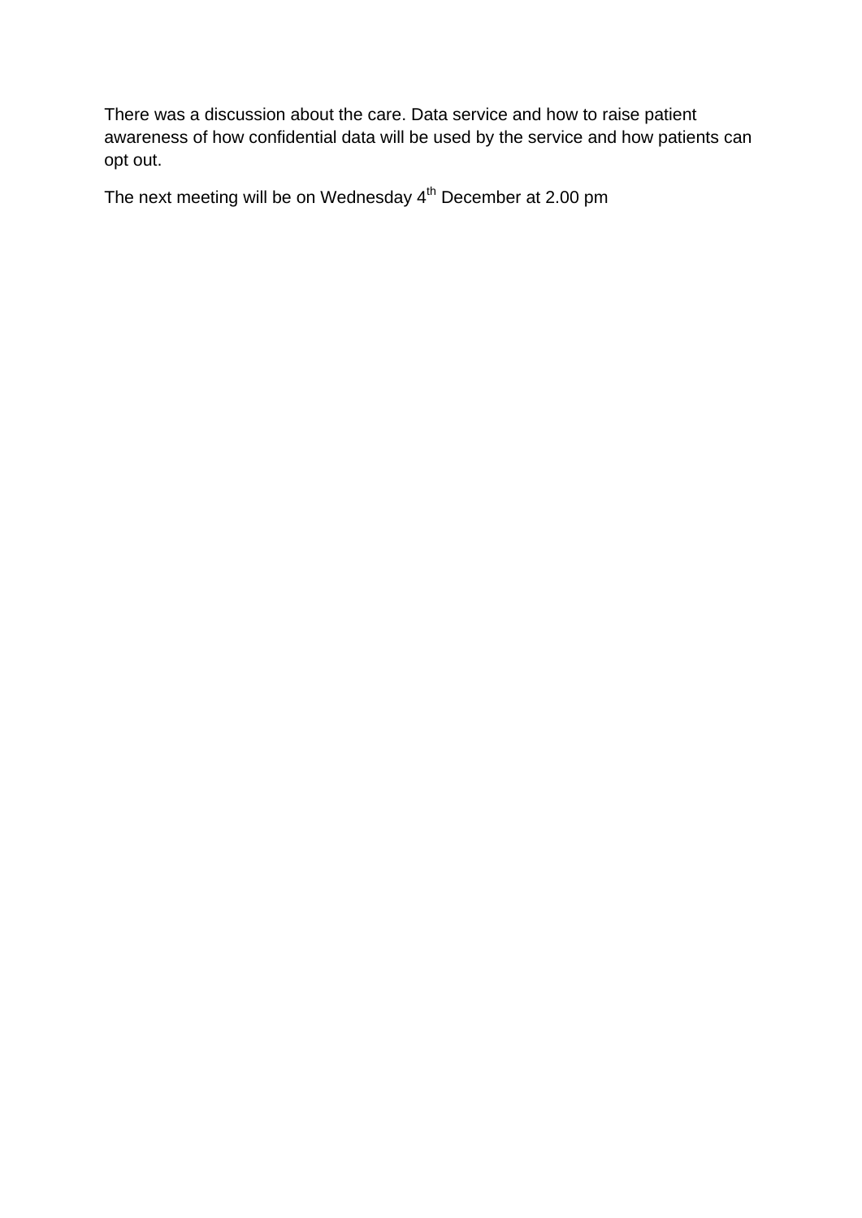There was a discussion about the care. Data service and how to raise patient awareness of how confidential data will be used by the service and how patients can opt out.

The next meeting will be on Wednesday 4th December at 2.00 pm